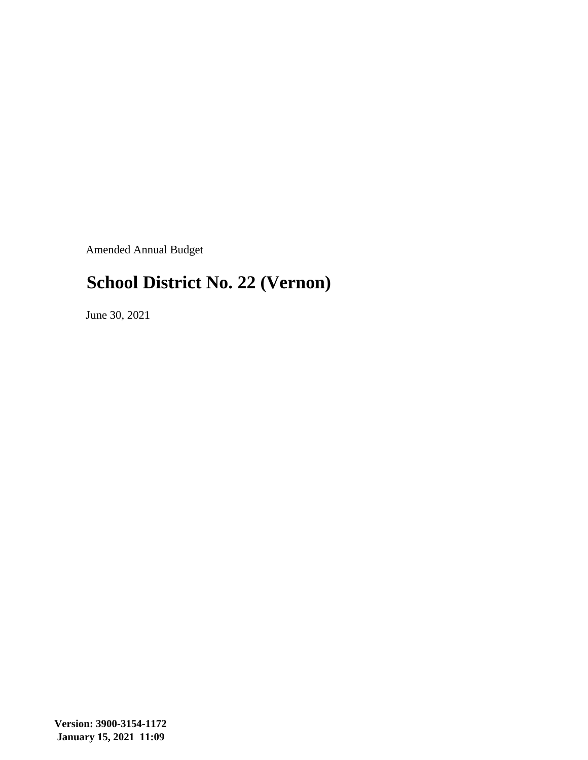Amended Annual Budget

# School District No. 22 (Vernon)

June 30, 2021

**Version: 3900-3154-1172**
**January 15, 2021 11:09**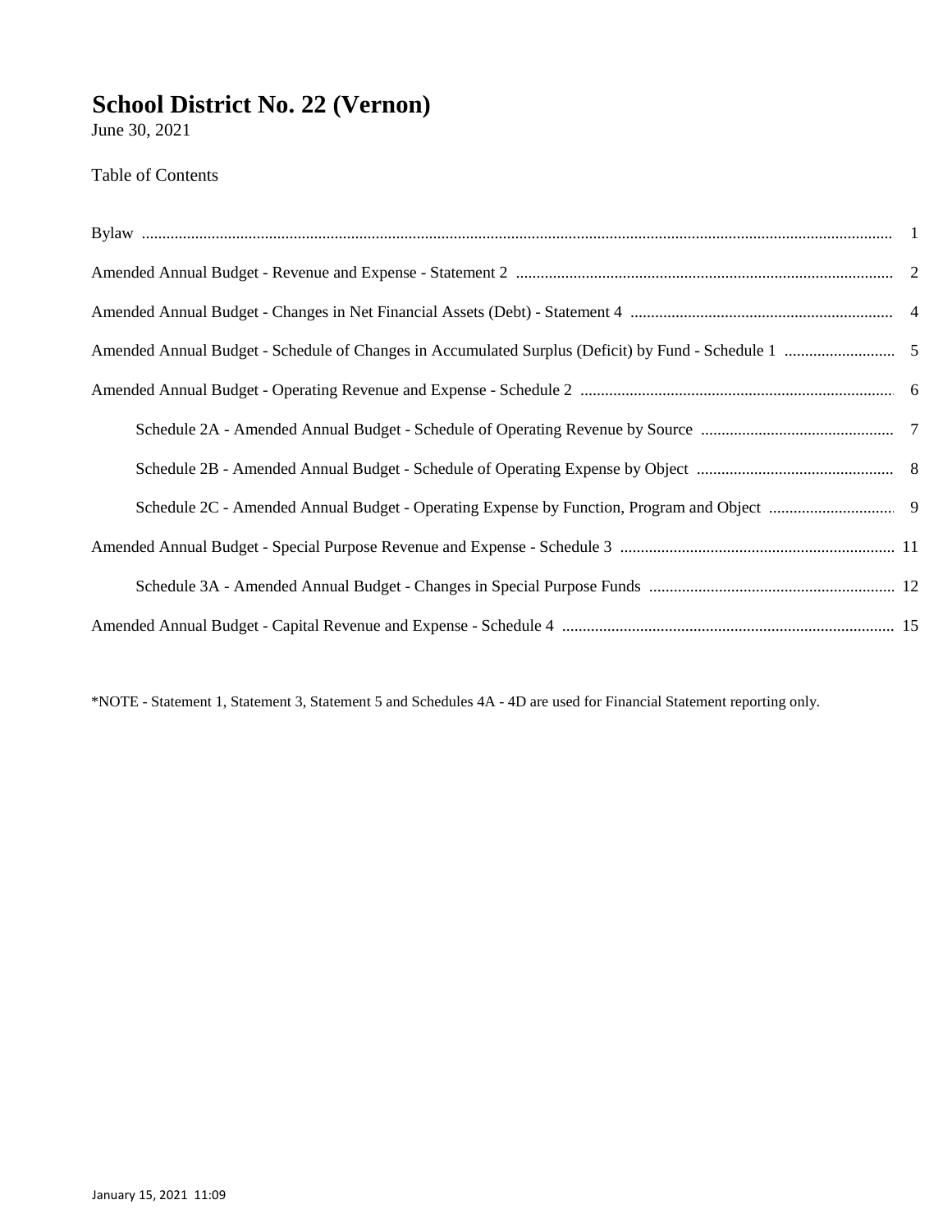# School District No. 22 (Vernon)

June 30, 2021

Table of Contents

| | |
|---|---|
| Bylaw | 1 |
| Amended Annual Budget - Revenue and Expense - Statement 2 | 2 |
| Amended Annual Budget - Changes in Net Financial Assets (Debt) - Statement 4 | 4 |
| Amended Annual Budget - Schedule of Changes in Accumulated Surplus (Deficit) by Fund - Schedule 1 | 5 |
| Amended Annual Budget - Operating Revenue and Expense - Schedule 2 | 6 |
| Schedule 2A - Amended Annual Budget - Schedule of Operating Revenue by Source | 7 |
| Schedule 2B - Amended Annual Budget - Schedule of Operating Expense by Object | 8 |
| Schedule 2C - Amended Annual Budget - Operating Expense by Function, Program and Object | 9 |
| Amended Annual Budget - Special Purpose Revenue and Expense - Schedule 3 | 11 |
| Schedule 3A - Amended Annual Budget - Changes in Special Purpose Funds | 12 |
| Amended Annual Budget - Capital Revenue and Expense - Schedule 4 | 15 |

*NOTE - Statement 1, Statement 3, Statement 5 and Schedules 4A - 4D are used for Financial Statement reporting only.

January 15, 2021 11:09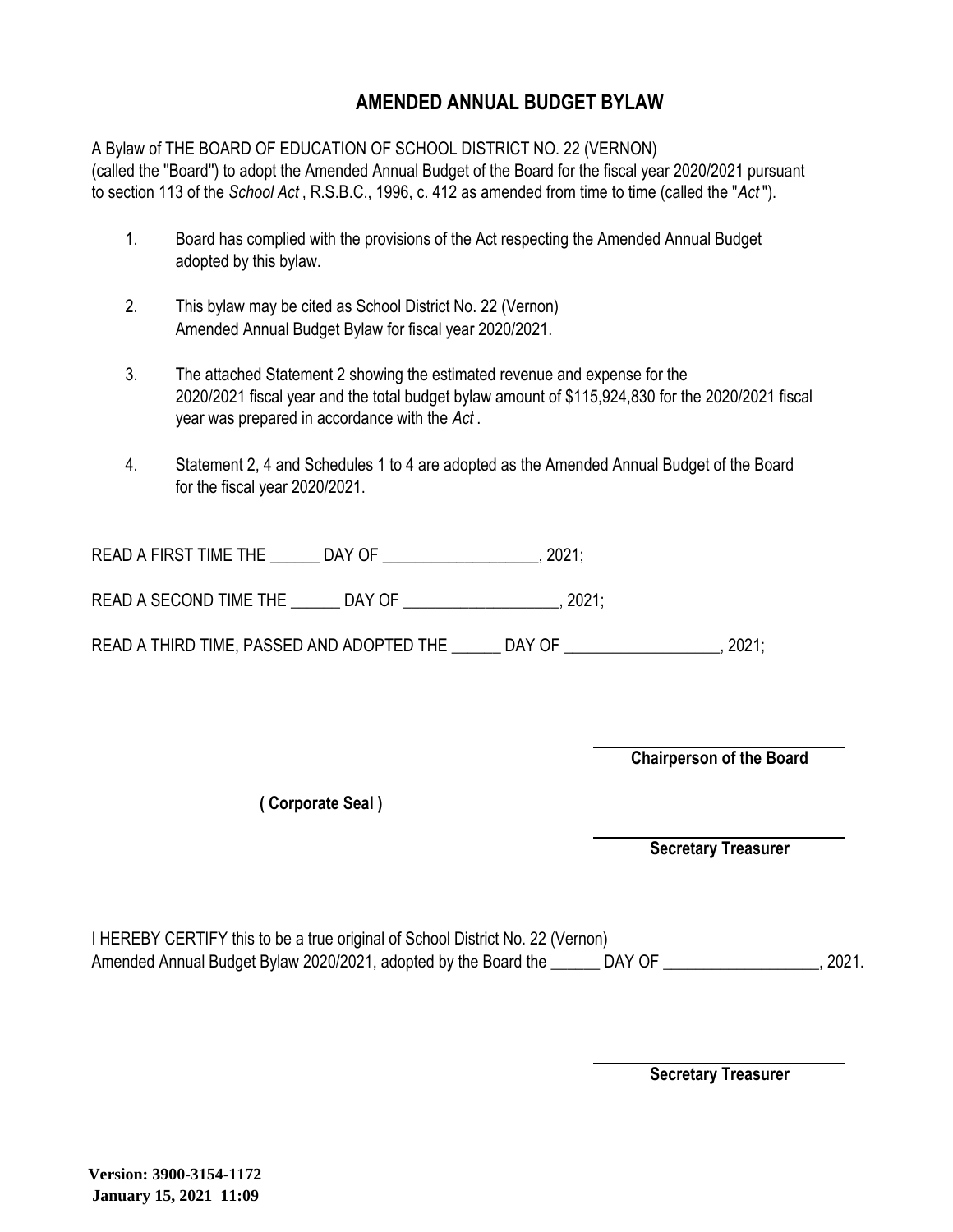# AMENDED ANNUAL BUDGET BYLAW

A Bylaw of THE BOARD OF EDUCATION OF SCHOOL DISTRICT NO. 22 (VERNON)
(called the "Board") to adopt the Amended Annual Budget of the Board for the fiscal year 2020/2021 pursuant to section 113 of the *School Act* , R.S.B.C., 1996, c. 412 as amended from time to time (called the "*Act* ").

1. Board has complied with the provisions of the Act respecting the Amended Annual Budget adopted by this bylaw.

2. This bylaw may be cited as School District No. 22 (Vernon) Amended Annual Budget Bylaw for fiscal year 2020/2021.

3. The attached Statement 2 showing the estimated revenue and expense for the 2020/2021 fiscal year and the total budget bylaw amount of $115,924,830 for the 2020/2021 fiscal year was prepared in accordance with the *Act* .

4. Statement 2, 4 and Schedules 1 to 4 are adopted as the Amended Annual Budget of the Board for the fiscal year 2020/2021.

READ A FIRST TIME THE ______ DAY OF ___________________, 2021;

READ A SECOND TIME THE ______ DAY OF ___________________, 2021;

READ A THIRD TIME, PASSED AND ADOPTED THE ______ DAY OF ___________________, 2021;

______________________________
**Chairperson of the Board**

**( Corporate Seal )**

______________________________
**Secretary Treasurer**

I HEREBY CERTIFY this to be a true original of School District No. 22 (Vernon)
Amended Annual Budget Bylaw 2020/2021, adopted by the Board the ______ DAY OF ___________________, 2021.

______________________________
**Secretary Treasurer**

**Version: 3900-3154-1172**
**January 15, 2021 11:09**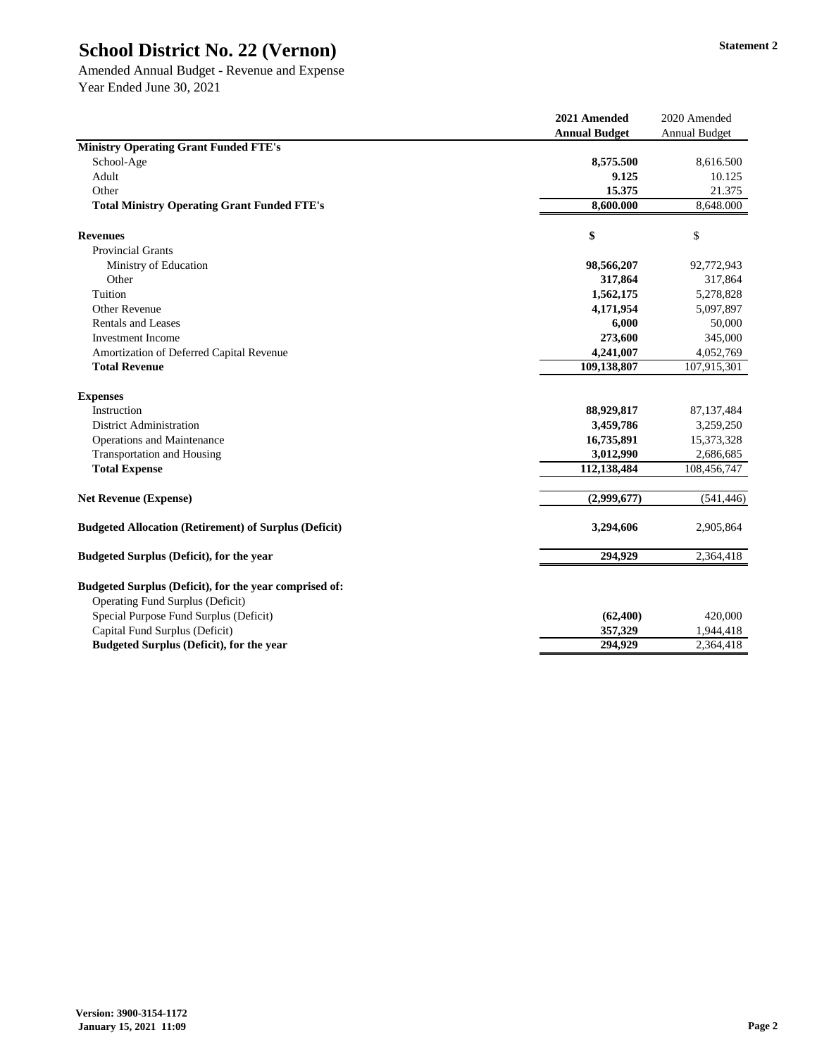# School District No. 22 (Vernon)

**Statement 2**

Amended Annual Budget - Revenue and Expense
Year Ended June 30, 2021

| | 2021 Amended Annual Budget | 2020 Amended Annual Budget |
|---|---|---|
| **Ministry Operating Grant Funded FTE's** | | |
| School-Age | **8,575.500** | 8,616.500 |
| Adult | **9.125** | 10.125 |
| Other | **15.375** | 21.375 |
| **Total Ministry Operating Grant Funded FTE's** | **8,600.000** | 8,648.000 |
| | | |
| **Revenues** | **$** | $ |
| Provincial Grants | | |
| Ministry of Education | **98,566,207** | 92,772,943 |
| Other | **317,864** | 317,864 |
| Tuition | **1,562,175** | 5,278,828 |
| Other Revenue | **4,171,954** | 5,097,897 |
| Rentals and Leases | **6,000** | 50,000 |
| Investment Income | **273,600** | 345,000 |
| Amortization of Deferred Capital Revenue | **4,241,007** | 4,052,769 |
| **Total Revenue** | **109,138,807** | 107,915,301 |
| | | |
| **Expenses** | | |
| Instruction | **88,929,817** | 87,137,484 |
| District Administration | **3,459,786** | 3,259,250 |
| Operations and Maintenance | **16,735,891** | 15,373,328 |
| Transportation and Housing | **3,012,990** | 2,686,685 |
| **Total Expense** | **112,138,484** | 108,456,747 |
| | | |
| **Net Revenue (Expense)** | **(2,999,677)** | (541,446) |
| | | |
| **Budgeted Allocation (Retirement) of Surplus (Deficit)** | **3,294,606** | 2,905,864 |
| | | |
| **Budgeted Surplus (Deficit), for the year** | **294,929** | 2,364,418 |
| | | |
| **Budgeted Surplus (Deficit), for the year comprised of:** | | |
| Operating Fund Surplus (Deficit) | | |
| Special Purpose Fund Surplus (Deficit) | **(62,400)** | 420,000 |
| Capital Fund Surplus (Deficit) | **357,329** | 1,944,418 |
| **Budgeted Surplus (Deficit), for the year** | **294,929** | 2,364,418 |

**Version: 3900-3154-1172**
**January 15, 2021 11:09**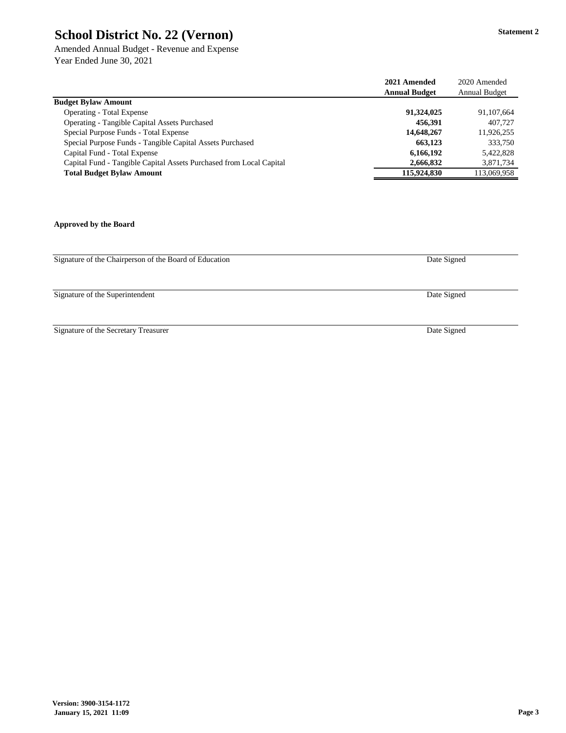# School District No. 22 (Vernon)

**Statement 2**

Amended Annual Budget - Revenue and Expense
Year Ended June 30, 2021

| | **2021 Amended Annual Budget** | 2020 Amended Annual Budget |
|---|---|---|
| **Budget Bylaw Amount** | | |
| Operating - Total Expense | **91,324,025** | 91,107,664 |
| Operating - Tangible Capital Assets Purchased | **456,391** | 407,727 |
| Special Purpose Funds - Total Expense | **14,648,267** | 11,926,255 |
| Special Purpose Funds - Tangible Capital Assets Purchased | **663,123** | 333,750 |
| Capital Fund - Total Expense | **6,166,192** | 5,422,828 |
| Capital Fund - Tangible Capital Assets Purchased from Local Capital | **2,666,832** | 3,871,734 |
| **Total Budget Bylaw Amount** | **115,924,830** | 113,069,958 |

**Approved by the Board**

Signature of the Chairperson of the Board of Education — Date Signed

Signature of the Superintendent — Date Signed

Signature of the Secretary Treasurer — Date Signed

**Version: 3900-3154-1172**
**January 15, 2021 11:09**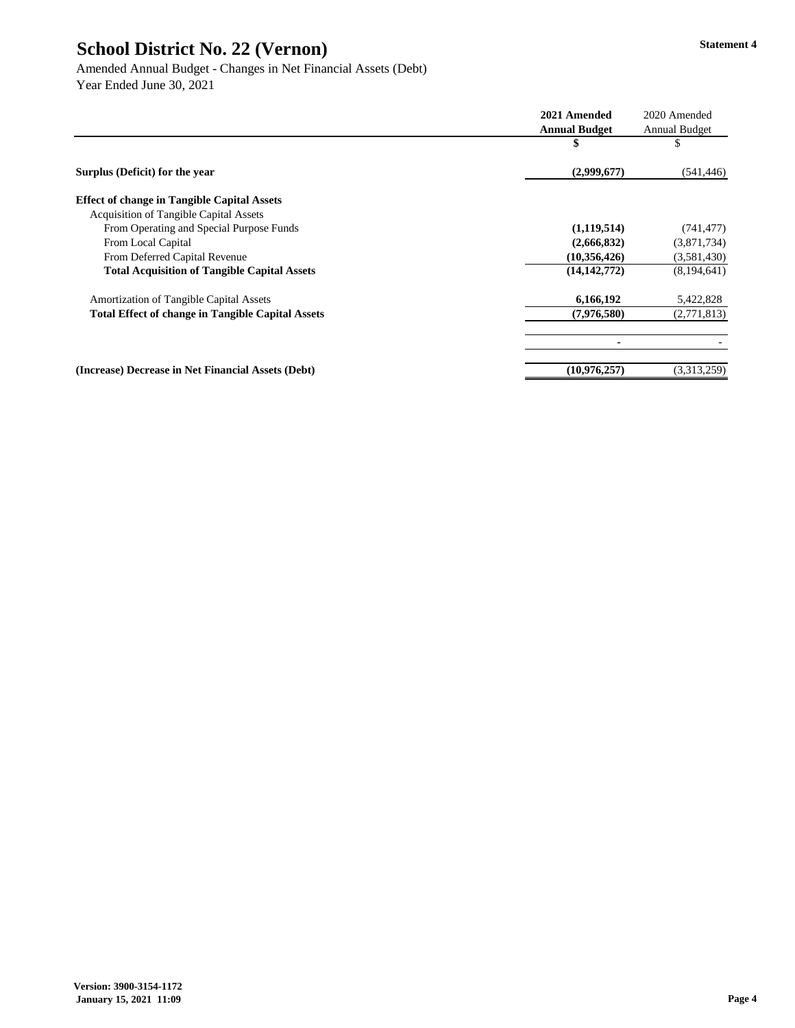# School District No. 22 (Vernon)

Statement 4

Amended Annual Budget - Changes in Net Financial Assets (Debt)
Year Ended June 30, 2021

| | 2021 Amended Annual Budget | 2020 Amended Annual Budget |
|---|---|---|
| | $ | $ |
| **Surplus (Deficit) for the year** | **(2,999,677)** | (541,446) |
| **Effect of change in Tangible Capital Assets** | | |
| Acquisition of Tangible Capital Assets | | |
| From Operating and Special Purpose Funds | **(1,119,514)** | (741,477) |
| From Local Capital | **(2,666,832)** | (3,871,734) |
| From Deferred Capital Revenue | **(10,356,426)** | (3,581,430) |
| **Total Acquisition of Tangible Capital Assets** | **(14,142,772)** | (8,194,641) |
| Amortization of Tangible Capital Assets | **6,166,192** | 5,422,828 |
| **Total Effect of change in Tangible Capital Assets** | **(7,976,580)** | (2,771,813) |
| | **-** | - |
| **(Increase) Decrease in Net Financial Assets (Debt)** | **(10,976,257)** | (3,313,259) |

Version: 3900-3154-1172
January 15, 2021 11:09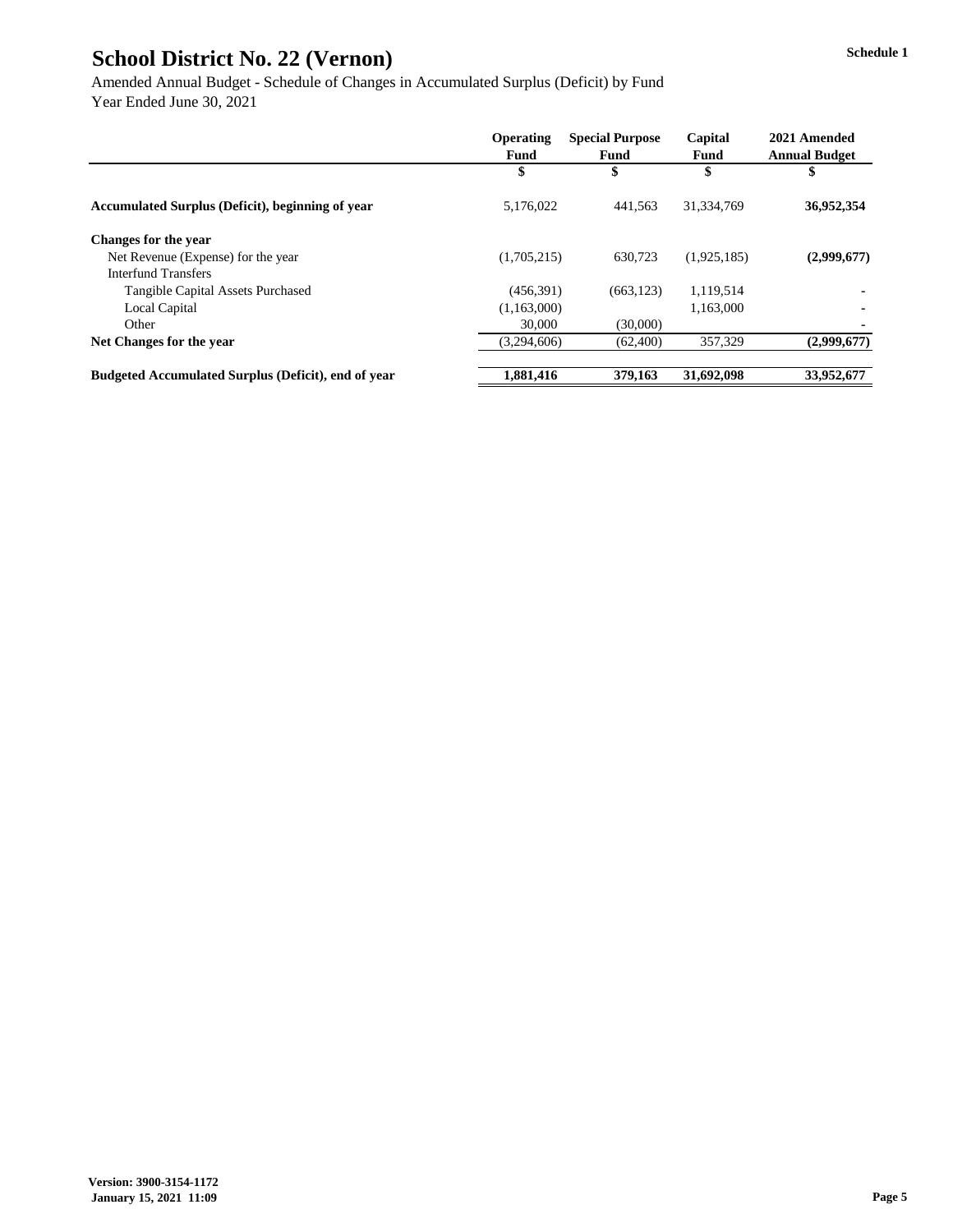# School District No. 22 (Vernon)

Schedule 1

Amended Annual Budget - Schedule of Changes in Accumulated Surplus (Deficit) by Fund
Year Ended June 30, 2021

| | Operating Fund | Special Purpose Fund | Capital Fund | 2021 Amended Annual Budget |
|---|---|---|---|---|
| | $ | $ | $ | $ |
| **Accumulated Surplus (Deficit), beginning of year** | 5,176,022 | 441,563 | 31,334,769 | **36,952,354** |
| **Changes for the year** | | | | |
| Net Revenue (Expense) for the year | (1,705,215) | 630,723 | (1,925,185) | **(2,999,677)** |
| Interfund Transfers | | | | |
| Tangible Capital Assets Purchased | (456,391) | (663,123) | 1,119,514 | - |
| Local Capital | (1,163,000) | | 1,163,000 | - |
| Other | 30,000 | (30,000) | | - |
| **Net Changes for the year** | (3,294,606) | (62,400) | 357,329 | **(2,999,677)** |
| **Budgeted Accumulated Surplus (Deficit), end of year** | **1,881,416** | **379,163** | **31,692,098** | **33,952,677** |

**Version: 3900-3154-1172**
**January 15, 2021 11:09**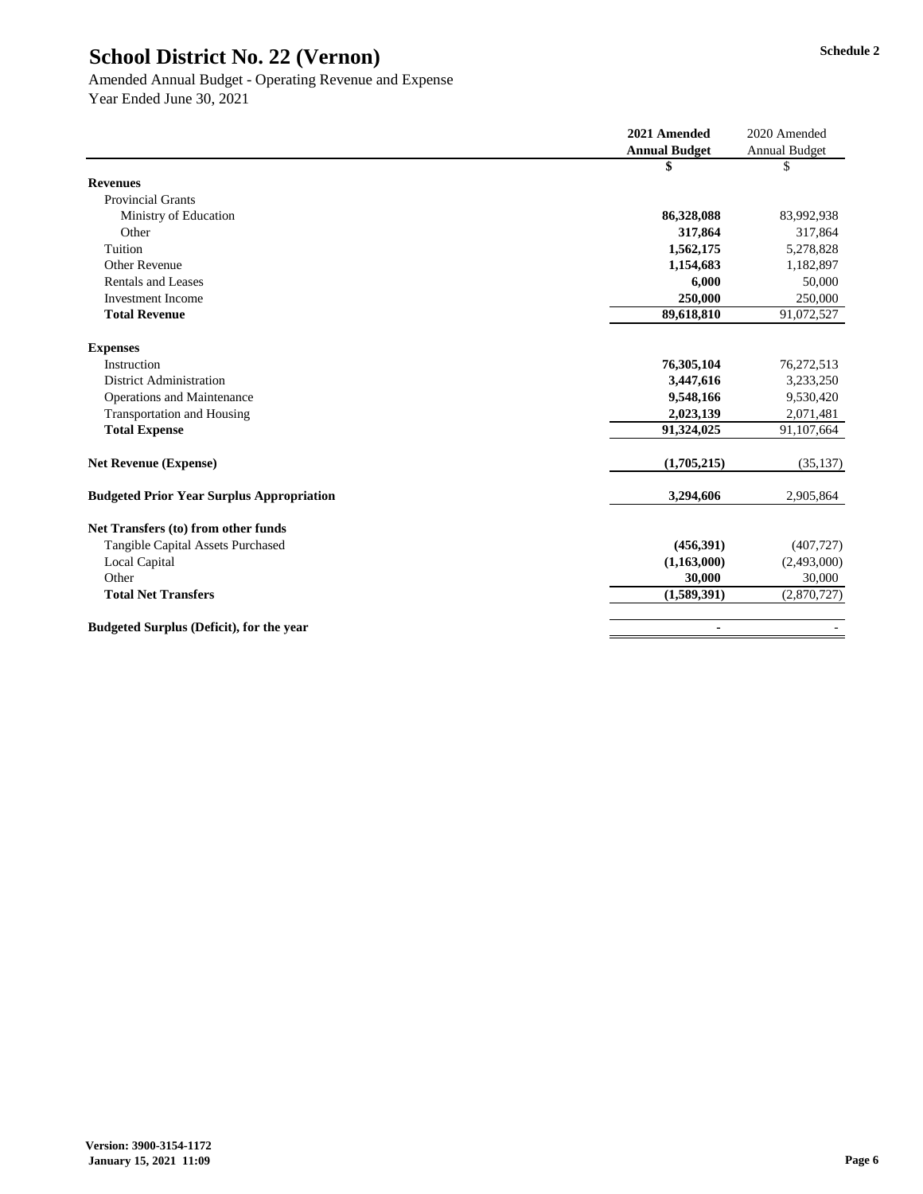# School District No. 22 (Vernon)

Schedule 2

Amended Annual Budget - Operating Revenue and Expense
Year Ended June 30, 2021

| | 2021 Amended Annual Budget | 2020 Amended Annual Budget |
|---|---|---|
| | **$** | $ |
| **Revenues** | | |
| Provincial Grants | | |
| Ministry of Education | **86,328,088** | 83,992,938 |
| Other | **317,864** | 317,864 |
| Tuition | **1,562,175** | 5,278,828 |
| Other Revenue | **1,154,683** | 1,182,897 |
| Rentals and Leases | **6,000** | 50,000 |
| Investment Income | **250,000** | 250,000 |
| **Total Revenue** | **89,618,810** | 91,072,527 |
| **Expenses** | | |
| Instruction | **76,305,104** | 76,272,513 |
| District Administration | **3,447,616** | 3,233,250 |
| Operations and Maintenance | **9,548,166** | 9,530,420 |
| Transportation and Housing | **2,023,139** | 2,071,481 |
| **Total Expense** | **91,324,025** | 91,107,664 |
| **Net Revenue (Expense)** | **(1,705,215)** | (35,137) |
| **Budgeted Prior Year Surplus Appropriation** | **3,294,606** | 2,905,864 |
| **Net Transfers (to) from other funds** | | |
| Tangible Capital Assets Purchased | **(456,391)** | (407,727) |
| Local Capital | **(1,163,000)** | (2,493,000) |
| Other | **30,000** | 30,000 |
| **Total Net Transfers** | **(1,589,391)** | (2,870,727) |
| **Budgeted Surplus (Deficit), for the year** | **-** | - |

**Version: 3900-3154-1172**
**January 15, 2021 11:09**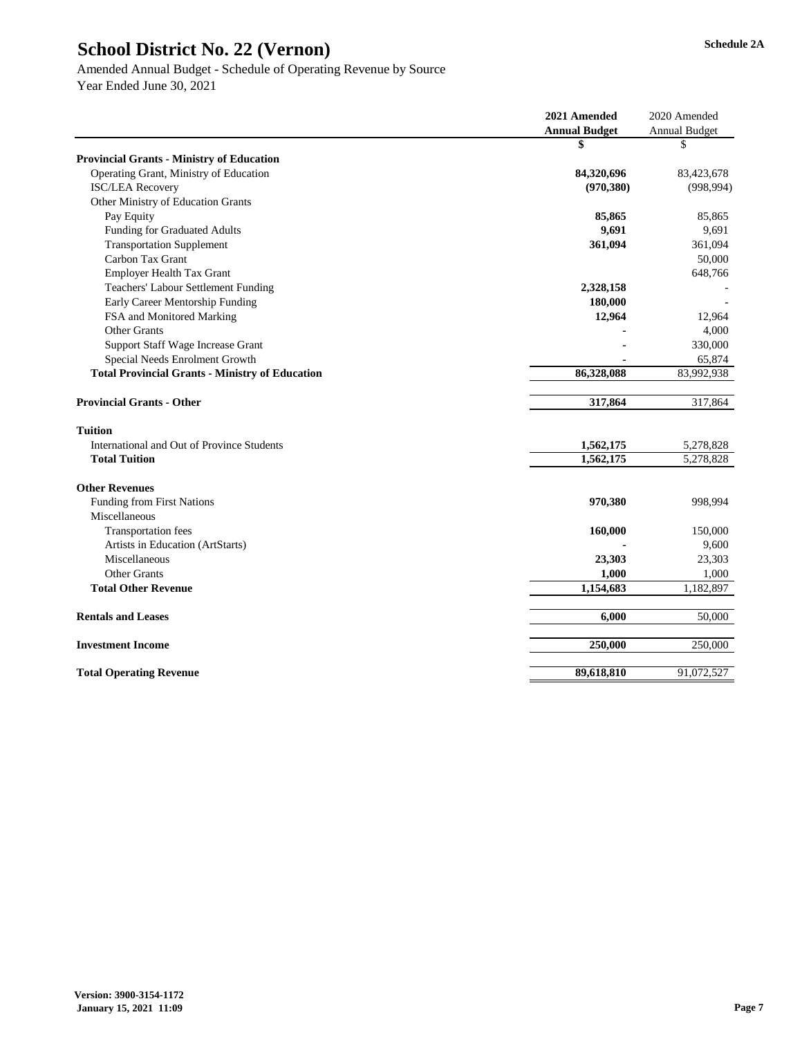# School District No. 22 (Vernon)

**Schedule 2A**

Amended Annual Budget - Schedule of Operating Revenue by Source
Year Ended June 30, 2021

| | 2021 Amended Annual Budget | 2020 Amended Annual Budget |
|---|---|---|
| | $ | $ |
| **Provincial Grants - Ministry of Education** | | |
| Operating Grant, Ministry of Education | 84,320,696 | 83,423,678 |
| ISC/LEA Recovery | (970,380) | (998,994) |
| Other Ministry of Education Grants | | |
| Pay Equity | 85,865 | 85,865 |
| Funding for Graduated Adults | 9,691 | 9,691 |
| Transportation Supplement | 361,094 | 361,094 |
| Carbon Tax Grant | | 50,000 |
| Employer Health Tax Grant | | 648,766 |
| Teachers' Labour Settlement Funding | 2,328,158 | - |
| Early Career Mentorship Funding | 180,000 | - |
| FSA and Monitored Marking | 12,964 | 12,964 |
| Other Grants | - | 4,000 |
| Support Staff Wage Increase Grant | - | 330,000 |
| Special Needs Enrolment Growth | - | 65,874 |
| **Total Provincial Grants - Ministry of Education** | 86,328,088 | 83,992,938 |
| | | |
| **Provincial Grants - Other** | 317,864 | 317,864 |
| | | |
| **Tuition** | | |
| International and Out of Province Students | 1,562,175 | 5,278,828 |
| **Total Tuition** | 1,562,175 | 5,278,828 |
| | | |
| **Other Revenues** | | |
| Funding from First Nations | 970,380 | 998,994 |
| Miscellaneous | | |
| Transportation fees | 160,000 | 150,000 |
| Artists in Education (ArtStarts) | - | 9,600 |
| Miscellaneous | 23,303 | 23,303 |
| Other Grants | 1,000 | 1,000 |
| **Total Other Revenue** | 1,154,683 | 1,182,897 |
| | | |
| **Rentals and Leases** | 6,000 | 50,000 |
| | | |
| **Investment Income** | 250,000 | 250,000 |
| | | |
| **Total Operating Revenue** | 89,618,810 | 91,072,527 |

Version: 3900-3154-1172
January 15, 2021 11:09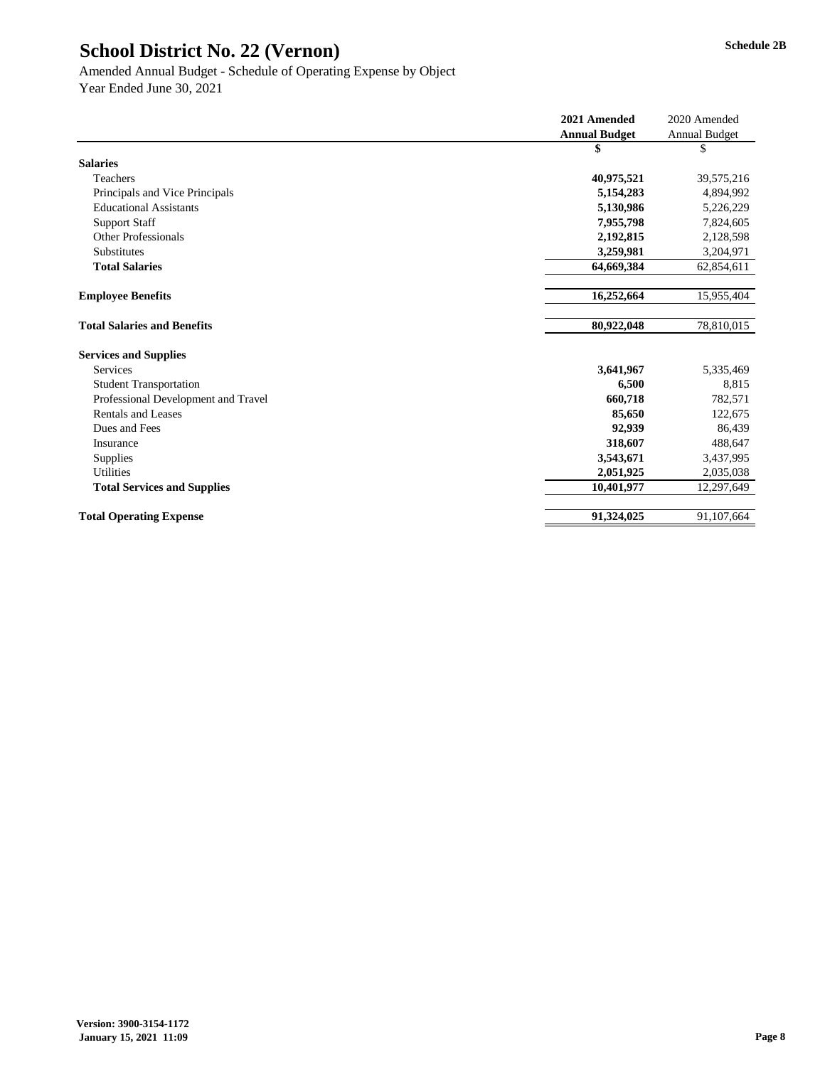# School District No. 22 (Vernon)

Schedule 2B

Amended Annual Budget - Schedule of Operating Expense by Object
Year Ended June 30, 2021

| | 2021 Amended Annual Budget | 2020 Amended Annual Budget |
|---|---|---|
| | $ | $ |
| **Salaries** | | |
| Teachers | **40,975,521** | 39,575,216 |
| Principals and Vice Principals | **5,154,283** | 4,894,992 |
| Educational Assistants | **5,130,986** | 5,226,229 |
| Support Staff | **7,955,798** | 7,824,605 |
| Other Professionals | **2,192,815** | 2,128,598 |
| Substitutes | **3,259,981** | 3,204,971 |
| **Total Salaries** | **64,669,384** | 62,854,611 |
| | | |
| **Employee Benefits** | **16,252,664** | 15,955,404 |
| | | |
| **Total Salaries and Benefits** | **80,922,048** | 78,810,015 |
| | | |
| **Services and Supplies** | | |
| Services | **3,641,967** | 5,335,469 |
| Student Transportation | **6,500** | 8,815 |
| Professional Development and Travel | **660,718** | 782,571 |
| Rentals and Leases | **85,650** | 122,675 |
| Dues and Fees | **92,939** | 86,439 |
| Insurance | **318,607** | 488,647 |
| Supplies | **3,543,671** | 3,437,995 |
| Utilities | **2,051,925** | 2,035,038 |
| **Total Services and Supplies** | **10,401,977** | 12,297,649 |
| | | |
| **Total Operating Expense** | **91,324,025** | 91,107,664 |

**Version: 3900-3154-1172**
**January 15, 2021 11:09**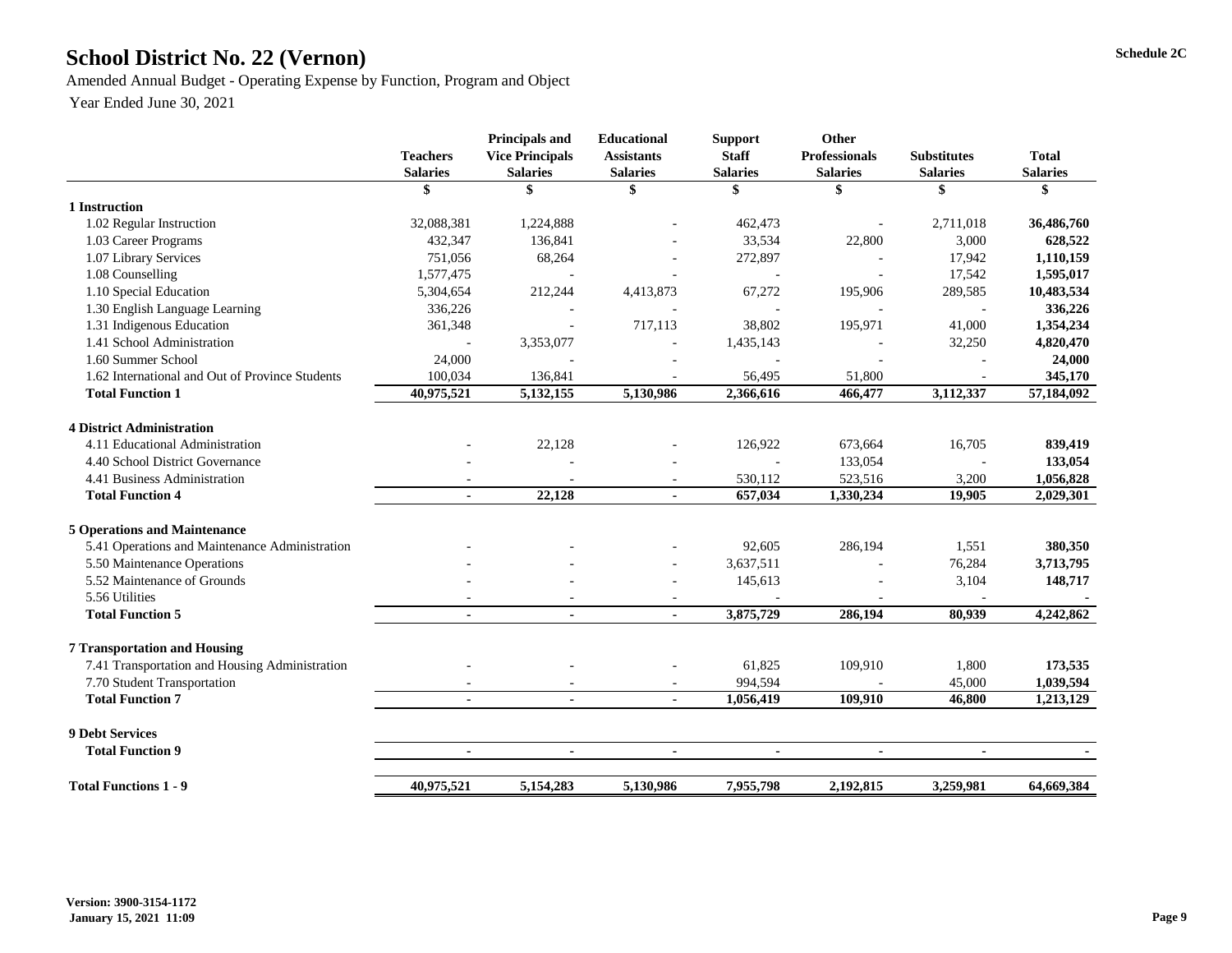# School District No. 22 (Vernon)

Schedule 2C

Amended Annual Budget - Operating Expense by Function, Program and Object

Year Ended June 30, 2021

| | Teachers Salaries | Principals and Vice Principals Salaries | Educational Assistants Salaries | Support Staff Salaries | Other Professionals Salaries | Substitutes Salaries | Total Salaries |
|---|---|---|---|---|---|---|---|
| | $ | $ | $ | $ | $ | $ | $ |
| **1 Instruction** | | | | | | | |
| 1.02 Regular Instruction | 32,088,381 | 1,224,888 | - | 462,473 | - | 2,711,018 | **36,486,760** |
| 1.03 Career Programs | 432,347 | 136,841 | - | 33,534 | 22,800 | 3,000 | **628,522** |
| 1.07 Library Services | 751,056 | 68,264 | - | 272,897 | - | 17,942 | **1,110,159** |
| 1.08 Counselling | 1,577,475 | - | - | - | - | 17,542 | **1,595,017** |
| 1.10 Special Education | 5,304,654 | 212,244 | 4,413,873 | 67,272 | 195,906 | 289,585 | **10,483,534** |
| 1.30 English Language Learning | 336,226 | - | - | - | - | - | **336,226** |
| 1.31 Indigenous Education | 361,348 | - | 717,113 | 38,802 | 195,971 | 41,000 | **1,354,234** |
| 1.41 School Administration | - | 3,353,077 | - | 1,435,143 | - | 32,250 | **4,820,470** |
| 1.60 Summer School | 24,000 | - | - | - | - | - | **24,000** |
| 1.62 International and Out of Province Students | 100,034 | 136,841 | - | 56,495 | 51,800 | - | **345,170** |
| **Total Function 1** | **40,975,521** | **5,132,155** | **5,130,986** | **2,366,616** | **466,477** | **3,112,337** | **57,184,092** |
| **4 District Administration** | | | | | | | |
| 4.11 Educational Administration | - | 22,128 | - | 126,922 | 673,664 | 16,705 | **839,419** |
| 4.40 School District Governance | - | - | - | - | 133,054 | - | **133,054** |
| 4.41 Business Administration | - | - | - | 530,112 | 523,516 | 3,200 | **1,056,828** |
| **Total Function 4** | **-** | **22,128** | **-** | **657,034** | **1,330,234** | **19,905** | **2,029,301** |
| **5 Operations and Maintenance** | | | | | | | |
| 5.41 Operations and Maintenance Administration | - | - | - | 92,605 | 286,194 | 1,551 | **380,350** |
| 5.50 Maintenance Operations | - | - | - | 3,637,511 | - | 76,284 | **3,713,795** |
| 5.52 Maintenance of Grounds | - | - | - | 145,613 | - | 3,104 | **148,717** |
| 5.56 Utilities | - | - | - | - | - | - | **-** |
| **Total Function 5** | **-** | **-** | **-** | **3,875,729** | **286,194** | **80,939** | **4,242,862** |
| **7 Transportation and Housing** | | | | | | | |
| 7.41 Transportation and Housing Administration | - | - | - | 61,825 | 109,910 | 1,800 | **173,535** |
| 7.70 Student Transportation | - | - | - | 994,594 | - | 45,000 | **1,039,594** |
| **Total Function 7** | **-** | **-** | **-** | **1,056,419** | **109,910** | **46,800** | **1,213,129** |
| **9 Debt Services** | | | | | | | |
| **Total Function 9** | **-** | **-** | **-** | **-** | **-** | **-** | **-** |
| **Total Functions 1 - 9** | **40,975,521** | **5,154,283** | **5,130,986** | **7,955,798** | **2,192,815** | **3,259,981** | **64,669,384** |

**Version: 3900-3154-1172**
**January 15, 2021 11:09**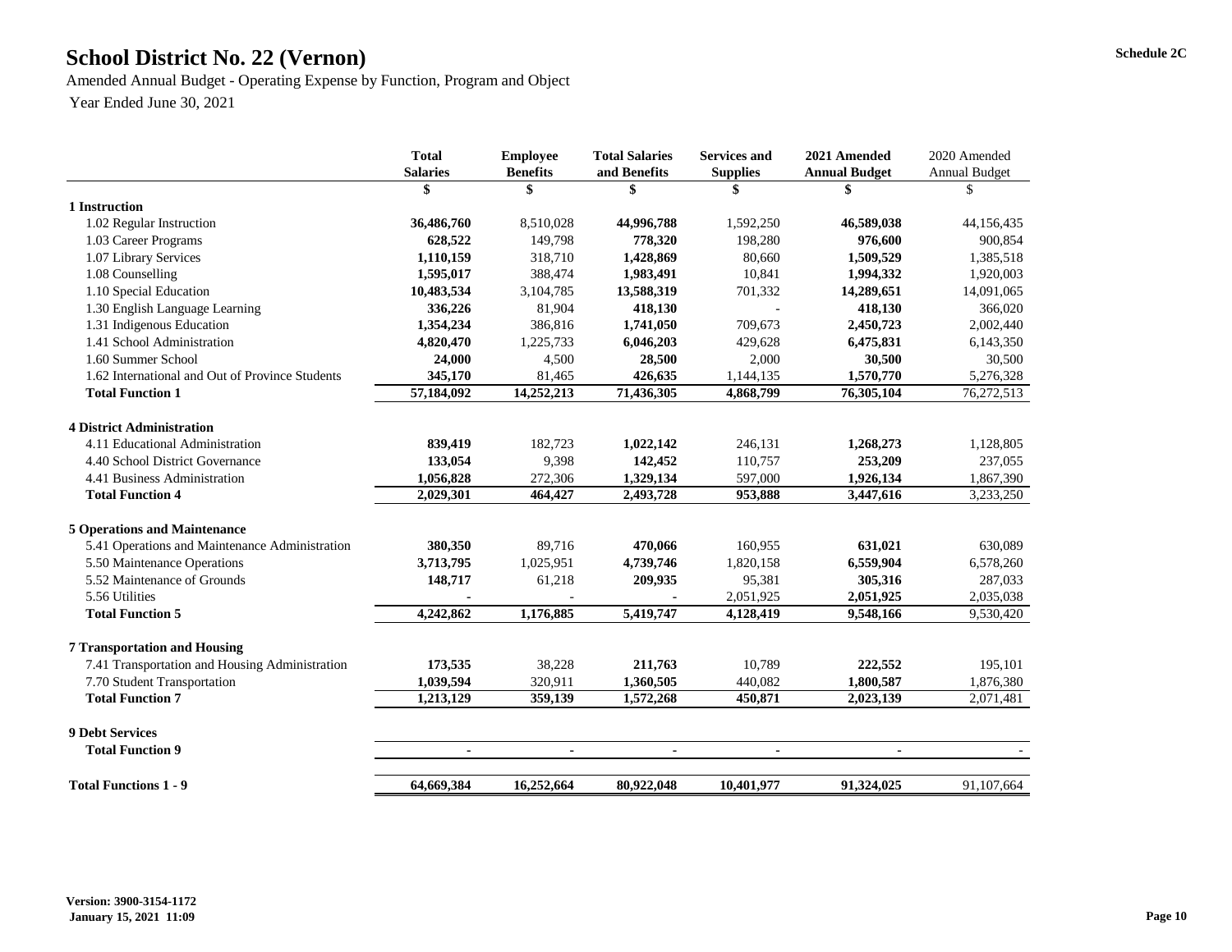# School District No. 22 (Vernon)

Schedule 2C

Amended Annual Budget - Operating Expense by Function, Program and Object

Year Ended June 30, 2021

| | Total Salaries | Employee Benefits | Total Salaries and Benefits | Services and Supplies | 2021 Amended Annual Budget | 2020 Amended Annual Budget |
|---|---|---|---|---|---|---|
| | $ | $ | $ | $ | $ | $ |
| **1 Instruction** | | | | | | |
| 1.02 Regular Instruction | **36,486,760** | 8,510,028 | **44,996,788** | 1,592,250 | **46,589,038** | 44,156,435 |
| 1.03 Career Programs | **628,522** | 149,798 | **778,320** | 198,280 | **976,600** | 900,854 |
| 1.07 Library Services | **1,110,159** | 318,710 | **1,428,869** | 80,660 | **1,509,529** | 1,385,518 |
| 1.08 Counselling | **1,595,017** | 388,474 | **1,983,491** | 10,841 | **1,994,332** | 1,920,003 |
| 1.10 Special Education | **10,483,534** | 3,104,785 | **13,588,319** | 701,332 | **14,289,651** | 14,091,065 |
| 1.30 English Language Learning | **336,226** | 81,904 | **418,130** | - | **418,130** | 366,020 |
| 1.31 Indigenous Education | **1,354,234** | 386,816 | **1,741,050** | 709,673 | **2,450,723** | 2,002,440 |
| 1.41 School Administration | **4,820,470** | 1,225,733 | **6,046,203** | 429,628 | **6,475,831** | 6,143,350 |
| 1.60 Summer School | **24,000** | 4,500 | **28,500** | 2,000 | **30,500** | 30,500 |
| 1.62 International and Out of Province Students | **345,170** | 81,465 | **426,635** | 1,144,135 | **1,570,770** | 5,276,328 |
| **Total Function 1** | **57,184,092** | **14,252,213** | **71,436,305** | **4,868,799** | **76,305,104** | 76,272,513 |
| **4 District Administration** | | | | | | |
| 4.11 Educational Administration | **839,419** | 182,723 | **1,022,142** | 246,131 | **1,268,273** | 1,128,805 |
| 4.40 School District Governance | **133,054** | 9,398 | **142,452** | 110,757 | **253,209** | 237,055 |
| 4.41 Business Administration | **1,056,828** | 272,306 | **1,329,134** | 597,000 | **1,926,134** | 1,867,390 |
| **Total Function 4** | **2,029,301** | **464,427** | **2,493,728** | **953,888** | **3,447,616** | 3,233,250 |
| **5 Operations and Maintenance** | | | | | | |
| 5.41 Operations and Maintenance Administration | **380,350** | 89,716 | **470,066** | 160,955 | **631,021** | 630,089 |
| 5.50 Maintenance Operations | **3,713,795** | 1,025,951 | **4,739,746** | 1,820,158 | **6,559,904** | 6,578,260 |
| 5.52 Maintenance of Grounds | **148,717** | 61,218 | **209,935** | 95,381 | **305,316** | 287,033 |
| 5.56 Utilities | **-** | - | **-** | 2,051,925 | **2,051,925** | 2,035,038 |
| **Total Function 5** | **4,242,862** | **1,176,885** | **5,419,747** | **4,128,419** | **9,548,166** | 9,530,420 |
| **7 Transportation and Housing** | | | | | | |
| 7.41 Transportation and Housing Administration | **173,535** | 38,228 | **211,763** | 10,789 | **222,552** | 195,101 |
| 7.70 Student Transportation | **1,039,594** | 320,911 | **1,360,505** | 440,082 | **1,800,587** | 1,876,380 |
| **Total Function 7** | **1,213,129** | **359,139** | **1,572,268** | **450,871** | **2,023,139** | 2,071,481 |
| **9 Debt Services** | | | | | | |
| **Total Function 9** | **-** | **-** | **-** | **-** | **-** | - |
| **Total Functions 1 - 9** | **64,669,384** | **16,252,664** | **80,922,048** | **10,401,977** | **91,324,025** | 91,107,664 |

**Version: 3900-3154-1172**
**January 15, 2021 11:09**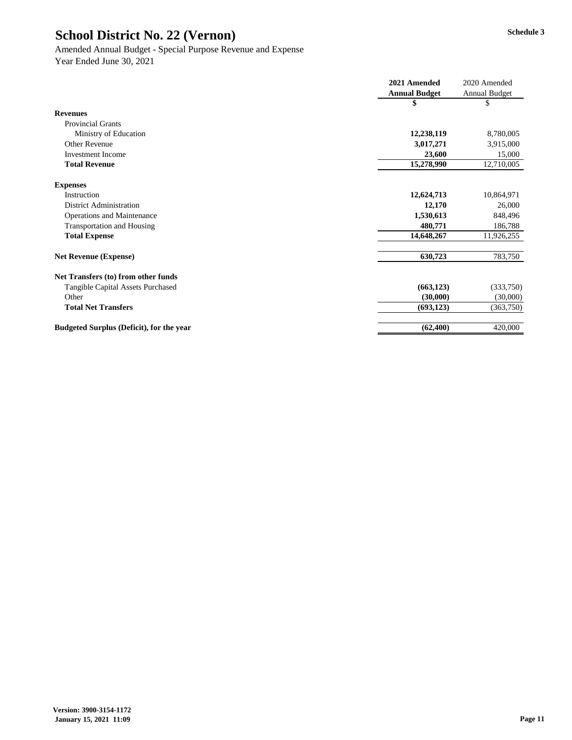# School District No. 22 (Vernon)

**Schedule 3**

Amended Annual Budget - Special Purpose Revenue and Expense
Year Ended June 30, 2021

| | 2021 Amended Annual Budget | 2020 Amended Annual Budget |
|---|---|---|
| | $ | $ |
| **Revenues** | | |
| Provincial Grants | | |
| Ministry of Education | **12,238,119** | 8,780,005 |
| Other Revenue | **3,017,271** | 3,915,000 |
| Investment Income | **23,600** | 15,000 |
| **Total Revenue** | **15,278,990** | 12,710,005 |
| | | |
| **Expenses** | | |
| Instruction | **12,624,713** | 10,864,971 |
| District Administration | **12,170** | 26,000 |
| Operations and Maintenance | **1,530,613** | 848,496 |
| Transportation and Housing | **480,771** | 186,788 |
| **Total Expense** | **14,648,267** | 11,926,255 |
| | | |
| **Net Revenue (Expense)** | **630,723** | 783,750 |
| | | |
| **Net Transfers (to) from other funds** | | |
| Tangible Capital Assets Purchased | **(663,123)** | (333,750) |
| Other | **(30,000)** | (30,000) |
| **Total Net Transfers** | **(693,123)** | (363,750) |
| | | |
| **Budgeted Surplus (Deficit), for the year** | **(62,400)** | 420,000 |

**Version: 3900-3154-1172**
**January 15, 2021 11:09**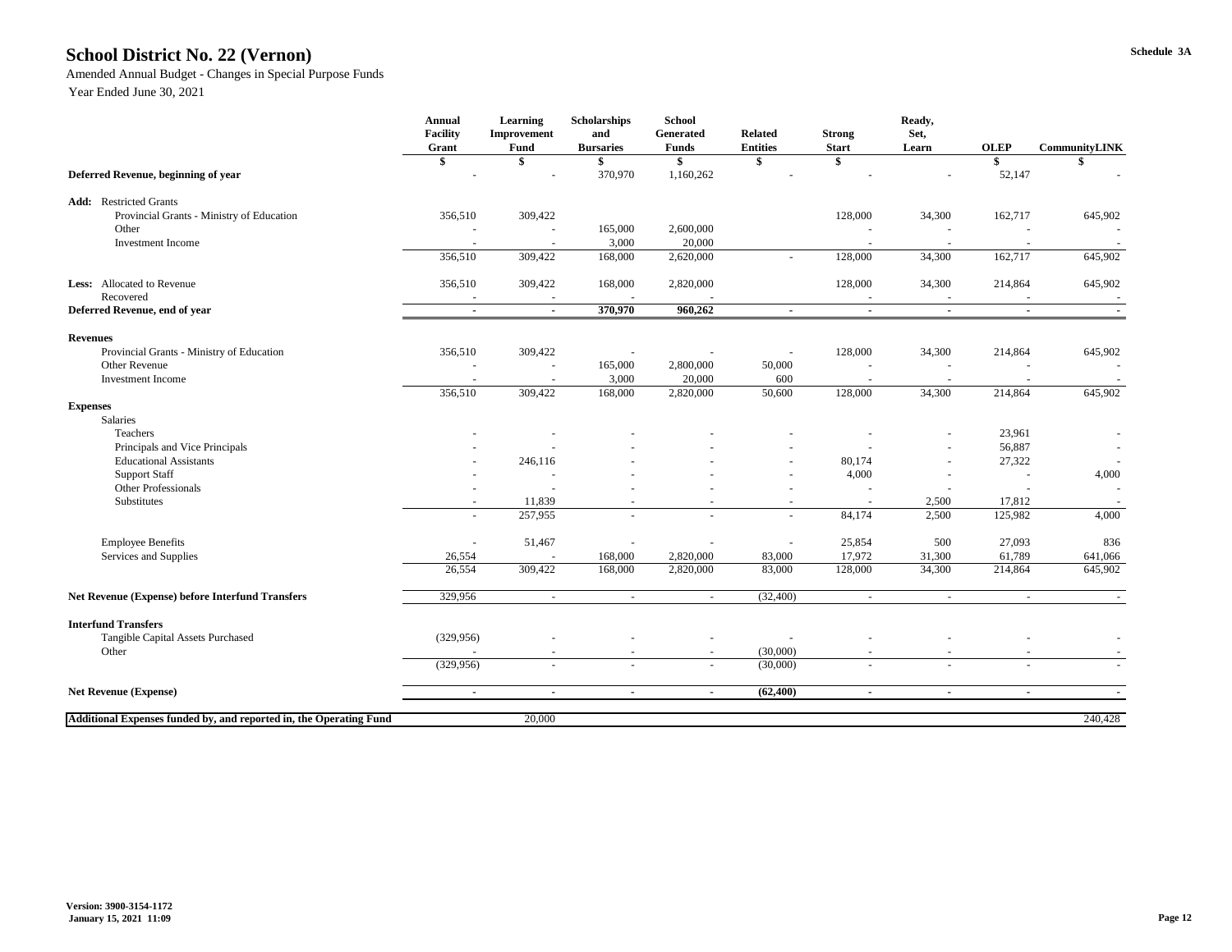# School District No. 22 (Vernon)

Schedule 3A

Amended Annual Budget - Changes in Special Purpose Funds

Year Ended June 30, 2021

| | Annual Facility Grant | Learning Improvement Fund | Scholarships and Bursaries | School Generated Funds | Related Entities | Strong Start | Ready, Set, Learn | OLEP | CommunityLINK |
|---|---|---|---|---|---|---|---|---|---|
| | $ | $ | $ | $ | $ | $ | | $ | $ |
| **Deferred Revenue, beginning of year** | - | - | 370,970 | 1,160,262 | - | - | - | 52,147 | - |
| | | | | | | | | | |
| **Add:** Restricted Grants | | | | | | | | | |
| Provincial Grants - Ministry of Education | 356,510 | 309,422 | | | | 128,000 | 34,300 | 162,717 | 645,902 |
| Other | - | - | 165,000 | 2,600,000 | | - | - | - | - |
| Investment Income | - | - | 3,000 | 20,000 | | - | - | - | - |
| | 356,510 | 309,422 | 168,000 | 2,620,000 | - | 128,000 | 34,300 | 162,717 | 645,902 |
| | | | | | | | | | |
| **Less:** Allocated to Revenue | 356,510 | 309,422 | 168,000 | 2,820,000 | | 128,000 | 34,300 | 214,864 | 645,902 |
| Recovered | - | - | - | - | | - | - | - | - |
| **Deferred Revenue, end of year** | **-** | **-** | **370,970** | **960,262** | **-** | **-** | **-** | **-** | **-** |
| | | | | | | | | | |
| **Revenues** | | | | | | | | | |
| Provincial Grants - Ministry of Education | 356,510 | 309,422 | - | - | - | 128,000 | 34,300 | 214,864 | 645,902 |
| Other Revenue | - | - | 165,000 | 2,800,000 | 50,000 | - | - | - | - |
| Investment Income | - | - | 3,000 | 20,000 | 600 | - | - | - | - |
| | 356,510 | 309,422 | 168,000 | 2,820,000 | 50,600 | 128,000 | 34,300 | 214,864 | 645,902 |
| **Expenses** | | | | | | | | | |
| Salaries | | | | | | | | | |
| Teachers | - | - | - | - | - | - | - | 23,961 | - |
| Principals and Vice Principals | - | - | - | - | - | - | - | 56,887 | - |
| Educational Assistants | - | 246,116 | - | - | - | 80,174 | - | 27,322 | - |
| Support Staff | - | - | - | - | - | 4,000 | - | - | 4,000 |
| Other Professionals | - | - | - | - | - | - | - | - | - |
| Substitutes | - | 11,839 | - | - | - | - | 2,500 | 17,812 | - |
| | - | 257,955 | - | - | - | 84,174 | 2,500 | 125,982 | 4,000 |
| | | | | | | | | | |
| Employee Benefits | - | 51,467 | - | - | - | 25,854 | 500 | 27,093 | 836 |
| Services and Supplies | 26,554 | - | 168,000 | 2,820,000 | 83,000 | 17,972 | 31,300 | 61,789 | 641,066 |
| | 26,554 | 309,422 | 168,000 | 2,820,000 | 83,000 | 128,000 | 34,300 | 214,864 | 645,902 |
| | | | | | | | | | |
| **Net Revenue (Expense) before Interfund Transfers** | 329,956 | - | - | - | (32,400) | - | - | - | - |
| | | | | | | | | | |
| **Interfund Transfers** | | | | | | | | | |
| Tangible Capital Assets Purchased | (329,956) | - | - | - | - | - | - | - | - |
| Other | - | - | - | - | (30,000) | - | - | - | - |
| | (329,956) | - | - | - | (30,000) | - | - | - | - |
| | | | | | | | | | |
| **Net Revenue (Expense)** | **-** | **-** | **-** | **-** | **(62,400)** | **-** | **-** | **-** | **-** |
| | | | | | | | | | |
| **Additional Expenses funded by, and reported in, the Operating Fund** | | 20,000 | | | | | | | 240,428 |

Version: 3900-3154-1172
January 15, 2021 11:09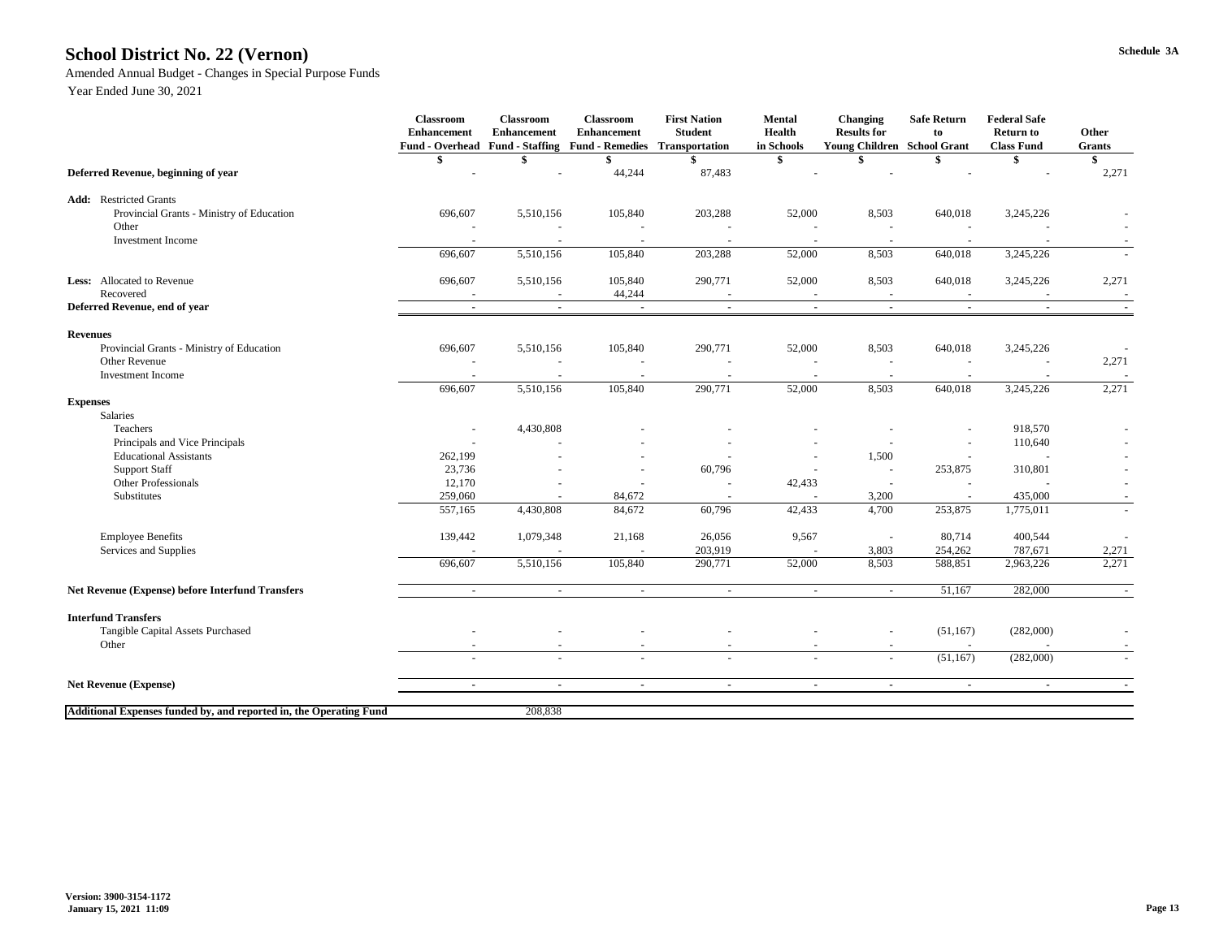# School District No. 22 (Vernon)

Schedule 3A

Amended Annual Budget - Changes in Special Purpose Funds
Year Ended June 30, 2021

| | Classroom Enhancement Fund - Overhead | Classroom Enhancement Fund - Staffing | Classroom Enhancement Fund - Remedies | First Nation Student Transportation | Mental Health in Schools | Changing Results for Young Children | Safe Return to School Grant | Federal Safe Return to Class Fund | Other Grants |
|---|---|---|---|---|---|---|---|---|---|
| | $ | $ | $ | $ | $ | $ | $ | $ | $ |
| **Deferred Revenue, beginning of year** | - | - | 44,244 | 87,483 | - | - | - | - | 2,271 |
| **Add:** Restricted Grants | | | | | | | | | |
| Provincial Grants - Ministry of Education | 696,607 | 5,510,156 | 105,840 | 203,288 | 52,000 | 8,503 | 640,018 | 3,245,226 | - |
| Other | - | - | - | - | - | - | - | - | - |
| Investment Income | - | - | - | - | - | - | - | - | - |
| | 696,607 | 5,510,156 | 105,840 | 203,288 | 52,000 | 8,503 | 640,018 | 3,245,226 | - |
| **Less:** Allocated to Revenue | 696,607 | 5,510,156 | 105,840 | 290,771 | 52,000 | 8,503 | 640,018 | 3,245,226 | 2,271 |
| Recovered | - | - | 44,244 | - | - | - | - | - | - |
| **Deferred Revenue, end of year** | - | - | - | - | - | - | - | - | - |
| **Revenues** | | | | | | | | | |
| Provincial Grants - Ministry of Education | 696,607 | 5,510,156 | 105,840 | 290,771 | 52,000 | 8,503 | 640,018 | 3,245,226 | - |
| Other Revenue | - | - | - | - | - | - | - | - | 2,271 |
| Investment Income | - | - | - | - | - | - | - | - | - |
| | 696,607 | 5,510,156 | 105,840 | 290,771 | 52,000 | 8,503 | 640,018 | 3,245,226 | 2,271 |
| **Expenses** | | | | | | | | | |
| Salaries | | | | | | | | | |
| Teachers | - | 4,430,808 | - | - | - | - | - | 918,570 | - |
| Principals and Vice Principals | - | - | - | - | - | - | - | 110,640 | - |
| Educational Assistants | 262,199 | - | - | - | - | 1,500 | - | - | - |
| Support Staff | 23,736 | - | - | 60,796 | - | - | 253,875 | 310,801 | - |
| Other Professionals | 12,170 | - | - | - | 42,433 | - | - | - | - |
| Substitutes | 259,060 | - | 84,672 | - | - | 3,200 | - | 435,000 | - |
| | 557,165 | 4,430,808 | 84,672 | 60,796 | 42,433 | 4,700 | 253,875 | 1,775,011 | - |
| Employee Benefits | 139,442 | 1,079,348 | 21,168 | 26,056 | 9,567 | - | 80,714 | 400,544 | - |
| Services and Supplies | - | - | - | 203,919 | - | 3,803 | 254,262 | 787,671 | 2,271 |
| | 696,607 | 5,510,156 | 105,840 | 290,771 | 52,000 | 8,503 | 588,851 | 2,963,226 | 2,271 |
| **Net Revenue (Expense) before Interfund Transfers** | - | - | - | - | - | - | 51,167 | 282,000 | - |
| **Interfund Transfers** | | | | | | | | | |
| Tangible Capital Assets Purchased | - | - | - | - | - | - | (51,167) | (282,000) | - |
| Other | - | - | - | - | - | - | - | - | - |
| | - | - | - | - | - | - | (51,167) | (282,000) | - |
| **Net Revenue (Expense)** | - | - | - | - | - | - | - | - | - |
| **Additional Expenses funded by, and reported in, the Operating Fund** | | 208,838 | | | | | | | |

Version: 3900-3154-1172
January 15, 2021 11:09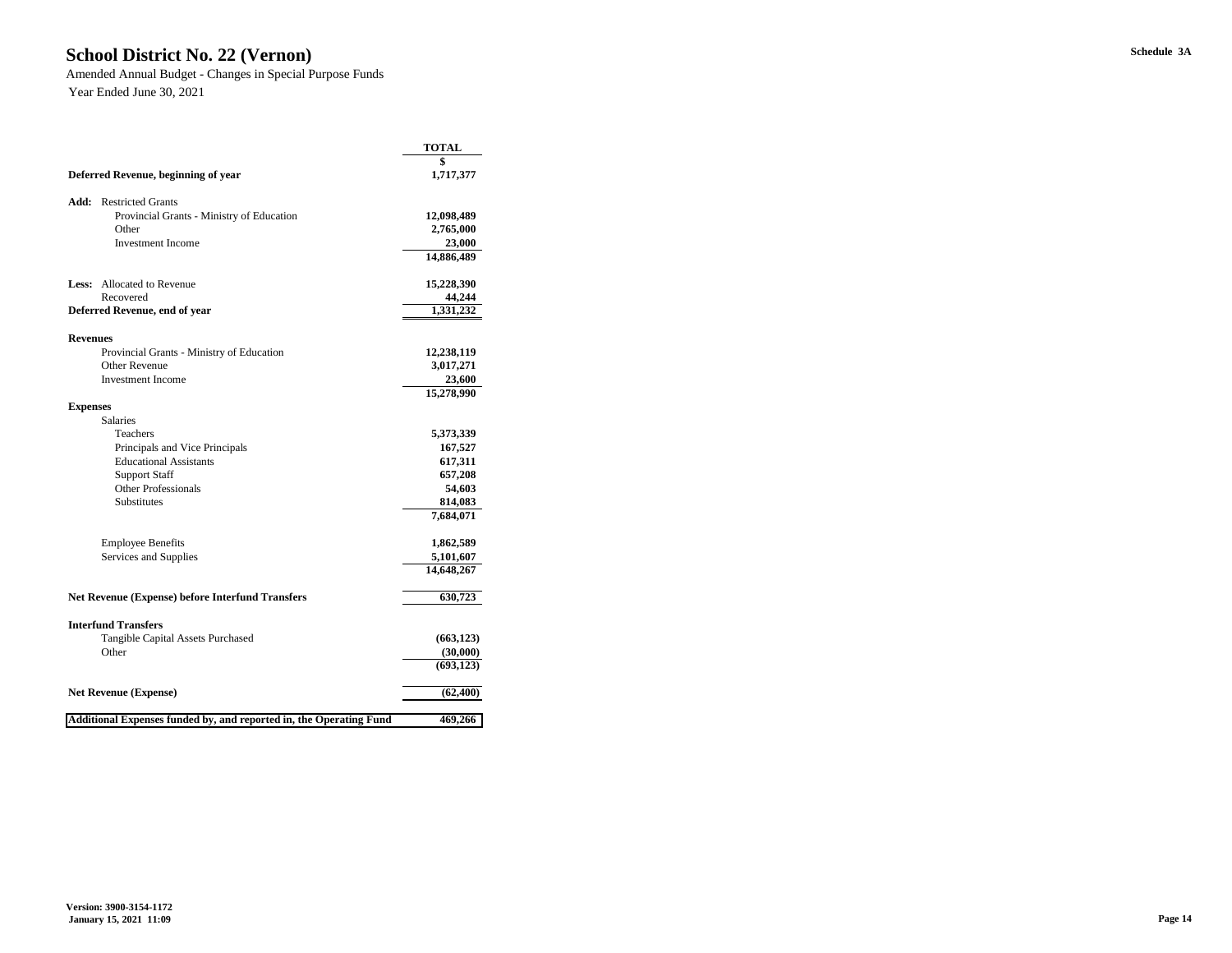# School District No. 22 (Vernon)

Amended Annual Budget - Changes in Special Purpose Funds

Year Ended June 30, 2021

Schedule 3A

| | TOTAL |
|---|---|
| | $ |
| **Deferred Revenue, beginning of year** | **1,717,377** |
| | |
| **Add:** Restricted Grants | |
| Provincial Grants - Ministry of Education | **12,098,489** |
| Other | **2,765,000** |
| Investment Income | **23,000** |
| | **14,886,489** |
| | |
| **Less:** Allocated to Revenue | **15,228,390** |
| Recovered | **44,244** |
| **Deferred Revenue, end of year** | **1,331,232** |
| | |
| **Revenues** | |
| Provincial Grants - Ministry of Education | **12,238,119** |
| Other Revenue | **3,017,271** |
| Investment Income | **23,600** |
| | **15,278,990** |
| **Expenses** | |
| Salaries | |
| Teachers | **5,373,339** |
| Principals and Vice Principals | **167,527** |
| Educational Assistants | **617,311** |
| Support Staff | **657,208** |
| Other Professionals | **54,603** |
| Substitutes | **814,083** |
| | **7,684,071** |
| | |
| Employee Benefits | **1,862,589** |
| Services and Supplies | **5,101,607** |
| | **14,648,267** |
| | |
| **Net Revenue (Expense) before Interfund Transfers** | **630,723** |
| | |
| **Interfund Transfers** | |
| Tangible Capital Assets Purchased | **(663,123)** |
| Other | **(30,000)** |
| | **(693,123)** |
| | |
| **Net Revenue (Expense)** | **(62,400)** |
| | |
| **Additional Expenses funded by, and reported in, the Operating Fund** | **469,266** |

**Version: 3900-3154-1172**
**January 15, 2021 11:09**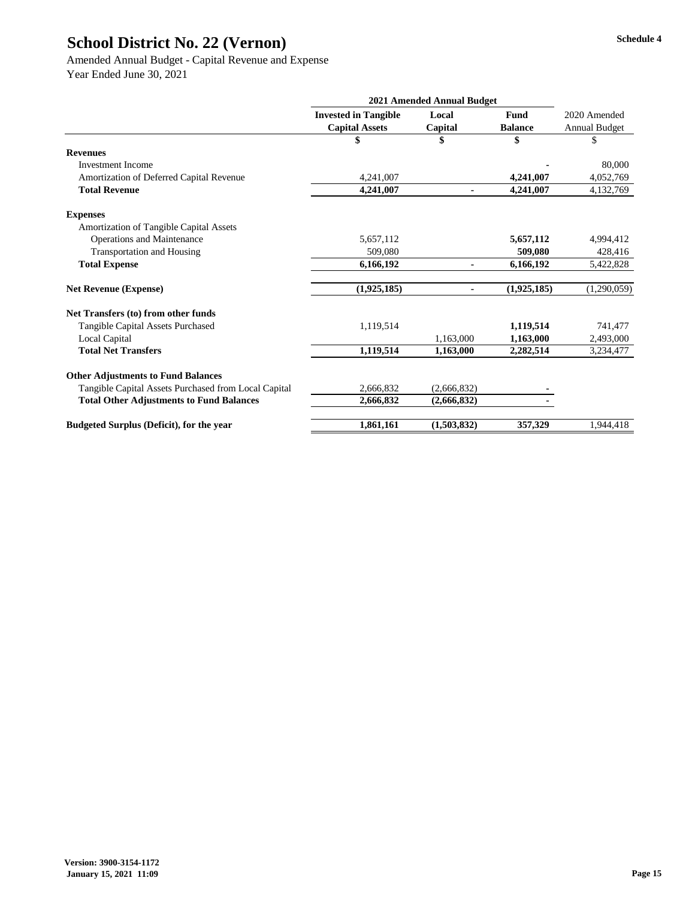# School District No. 22 (Vernon)

Schedule 4

Amended Annual Budget - Capital Revenue and Expense
Year Ended June 30, 2021

| | 2021 Amended Annual Budget | | | |
|---|---|---|---|---|
| | **Invested in Tangible Capital Assets** | **Local Capital** | **Fund Balance** | 2020 Amended Annual Budget |
| | **$** | **$** | **$** | $ |
| **Revenues** | | | | |
| Investment Income | | | **-** | 80,000 |
| Amortization of Deferred Capital Revenue | 4,241,007 | | **4,241,007** | 4,052,769 |
| **Total Revenue** | **4,241,007** | **-** | **4,241,007** | 4,132,769 |
| **Expenses** | | | | |
| Amortization of Tangible Capital Assets | | | | |
| Operations and Maintenance | 5,657,112 | | **5,657,112** | 4,994,412 |
| Transportation and Housing | 509,080 | | **509,080** | 428,416 |
| **Total Expense** | **6,166,192** | **-** | **6,166,192** | 5,422,828 |
| **Net Revenue (Expense)** | **(1,925,185)** | **-** | **(1,925,185)** | (1,290,059) |
| **Net Transfers (to) from other funds** | | | | |
| Tangible Capital Assets Purchased | 1,119,514 | | **1,119,514** | 741,477 |
| Local Capital | | 1,163,000 | **1,163,000** | 2,493,000 |
| **Total Net Transfers** | **1,119,514** | **1,163,000** | **2,282,514** | 3,234,477 |
| **Other Adjustments to Fund Balances** | | | | |
| Tangible Capital Assets Purchased from Local Capital | 2,666,832 | (2,666,832) | **-** | |
| **Total Other Adjustments to Fund Balances** | **2,666,832** | **(2,666,832)** | **-** | |
| **Budgeted Surplus (Deficit), for the year** | **1,861,161** | **(1,503,832)** | **357,329** | 1,944,418 |

**Version: 3900-3154-1172**
**January 15, 2021 11:09**